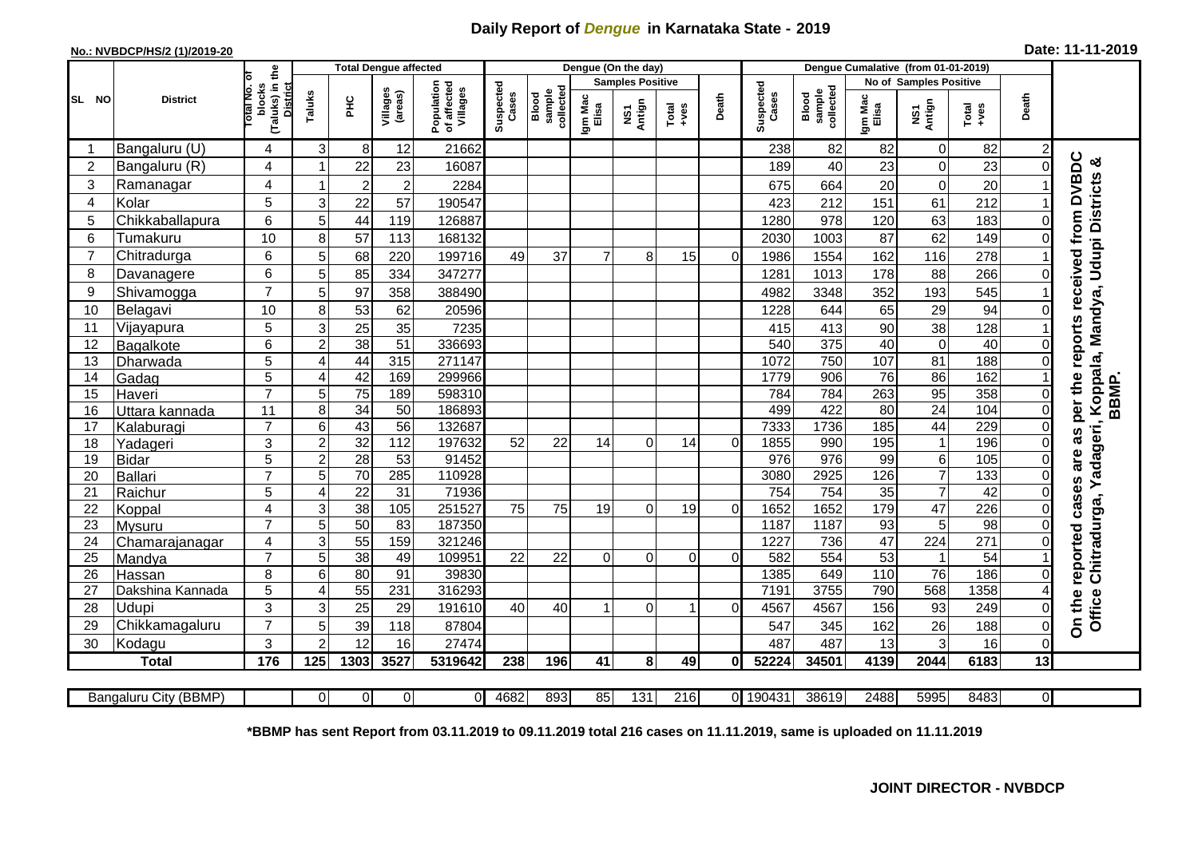# Daily Report of *Dengue* in Karnataka State - 2019

**No.: NVBDCP/HS/2 (1)/2019-20**

**Date: 11-11-2019**

| SL NO | District | Total No. of blocks (Taluks) in the District | Total Dengue affected | | | | Dengue (On the day) | | | | | | Dengue Cumalative (from 01-01-2019) | | | | | | |
|---|---|---|---|---|---|---|---|---|---|---|---|---|---|---|---|---|---|---|---|
| | | | Taluks | PHC | Villages (areas) | Population of affected Villages | Suspected Cases | Blood sample collected | Samples Positive | | | Death | Suspected Cases | Blood sample collected | No of Samples Positive | | | Death | |
| | | | | | | | | | Igm Mac Elisa | NS1 Antign | Total +ves | | | | Igm Mac Elisa | NS1 Antign | Total +ves | | |
| 1 | Bangaluru (U) | 4 | 3 | 8 | 12 | 21662 | | | | | | | 238 | 82 | 82 | 0 | 82 | 2 | On the reported cases are as per the reports received from DVBDC Office Chitradurga, Yadageri, Koppala, Mandya, Udupi Districts & BBMP. |
| 2 | Bangaluru (R) | 4 | 1 | 22 | 23 | 16087 | | | | | | | 189 | 40 | 23 | 0 | 23 | 0 | |
| 3 | Ramanagar | 4 | 1 | 2 | 2 | 2284 | | | | | | | 675 | 664 | 20 | 0 | 20 | 1 | |
| 4 | Kolar | 5 | 3 | 22 | 57 | 190547 | | | | | | | 423 | 212 | 151 | 61 | 212 | 1 | |
| 5 | Chikkaballapura | 6 | 5 | 44 | 119 | 126887 | | | | | | | 1280 | 978 | 120 | 63 | 183 | 0 | |
| 6 | Tumakuru | 10 | 8 | 57 | 113 | 168132 | | | | | | | 2030 | 1003 | 87 | 62 | 149 | 0 | |
| 7 | Chitradurga | 6 | 5 | 68 | 220 | 199716 | 49 | 37 | 7 | 8 | 15 | 0 | 1986 | 1554 | 162 | 116 | 278 | 1 | |
| 8 | Davanagere | 6 | 5 | 85 | 334 | 347277 | | | | | | | 1281 | 1013 | 178 | 88 | 266 | 0 | |
| 9 | Shivamogga | 7 | 5 | 97 | 358 | 388490 | | | | | | | 4982 | 3348 | 352 | 193 | 545 | 1 | |
| 10 | Belagavi | 10 | 8 | 53 | 62 | 20596 | | | | | | | 1228 | 644 | 65 | 29 | 94 | 0 | |
| 11 | Vijayapura | 5 | 3 | 25 | 35 | 7235 | | | | | | | 415 | 413 | 90 | 38 | 128 | 1 | |
| 12 | Bagalkote | 6 | 2 | 38 | 51 | 336693 | | | | | | | 540 | 375 | 40 | 0 | 40 | 0 | |
| 13 | Dharwada | 5 | 4 | 44 | 315 | 271147 | | | | | | | 1072 | 750 | 107 | 81 | 188 | 0 | |
| 14 | Gadag | 5 | 4 | 42 | 169 | 299966 | | | | | | | 1779 | 906 | 76 | 86 | 162 | 1 | |
| 15 | Haveri | 7 | 5 | 75 | 189 | 598310 | | | | | | | 784 | 784 | 263 | 95 | 358 | 0 | |
| 16 | Uttara kannada | 11 | 8 | 34 | 50 | 186893 | | | | | | | 499 | 422 | 80 | 24 | 104 | 0 | |
| 17 | Kalaburagi | 7 | 6 | 43 | 56 | 132687 | | | | | | | 7333 | 1736 | 185 | 44 | 229 | 0 | |
| 18 | Yadageri | 3 | 2 | 32 | 112 | 197632 | 52 | 22 | 14 | 0 | 14 | 0 | 1855 | 990 | 195 | 1 | 196 | 0 | |
| 19 | Bidar | 5 | 2 | 28 | 53 | 91452 | | | | | | | 976 | 976 | 99 | 6 | 105 | 0 | |
| 20 | Ballari | 7 | 5 | 70 | 285 | 110928 | | | | | | | 3080 | 2925 | 126 | 7 | 133 | 0 | |
| 21 | Raichur | 5 | 4 | 22 | 31 | 71936 | | | | | | | 754 | 754 | 35 | 7 | 42 | 0 | |
| 22 | Koppal | 4 | 3 | 38 | 105 | 251527 | 75 | 75 | 19 | 0 | 19 | 0 | 1652 | 1652 | 179 | 47 | 226 | 0 | |
| 23 | Mysuru | 7 | 5 | 50 | 83 | 187350 | | | | | | | 1187 | 1187 | 93 | 5 | 98 | 0 | |
| 24 | Chamarajanagar | 4 | 3 | 55 | 159 | 321246 | | | | | | | 1227 | 736 | 47 | 224 | 271 | 0 | |
| 25 | Mandya | 7 | 5 | 38 | 49 | 109951 | 22 | 22 | 0 | 0 | 0 | 0 | 582 | 554 | 53 | 1 | 54 | 1 | |
| 26 | Hassan | 8 | 6 | 80 | 91 | 39830 | | | | | | | 1385 | 649 | 110 | 76 | 186 | 0 | |
| 27 | Dakshina Kannada | 5 | 4 | 55 | 231 | 316293 | | | | | | | 7191 | 3755 | 790 | 568 | 1358 | 4 | |
| 28 | Udupi | 3 | 3 | 25 | 29 | 191610 | 40 | 40 | 1 | 0 | 1 | 0 | 4567 | 4567 | 156 | 93 | 249 | 0 | |
| 29 | Chikkamagaluru | 7 | 5 | 39 | 118 | 87804 | | | | | | | 547 | 345 | 162 | 26 | 188 | 0 | |
| 30 | Kodagu | 3 | 2 | 12 | 16 | 27474 | | | | | | | 487 | 487 | 13 | 3 | 16 | 0 | |
| **Total** | | **176** | **125** | **1303** | **3527** | **5319642** | **238** | **196** | **41** | **8** | **49** | **0** | **52224** | **34501** | **4139** | **2044** | **6183** | **13** | |

| Bangaluru City (BBMP) | | 0 | 0 | 0 | 0 | 4682 | 893 | 85 | 131 | 216 | 0 | 190431 | 38619 | 2488 | 5995 | 8483 | 0 |
|---|---|---|---|---|---|---|---|---|---|---|---|---|---|---|---|---|---|

**\*BBMP has sent Report from 03.11.2019 to 09.11.2019 total 216 cases on 11.11.2019, same is uploaded on 11.11.2019**

**JOINT DIRECTOR - NVBDCP**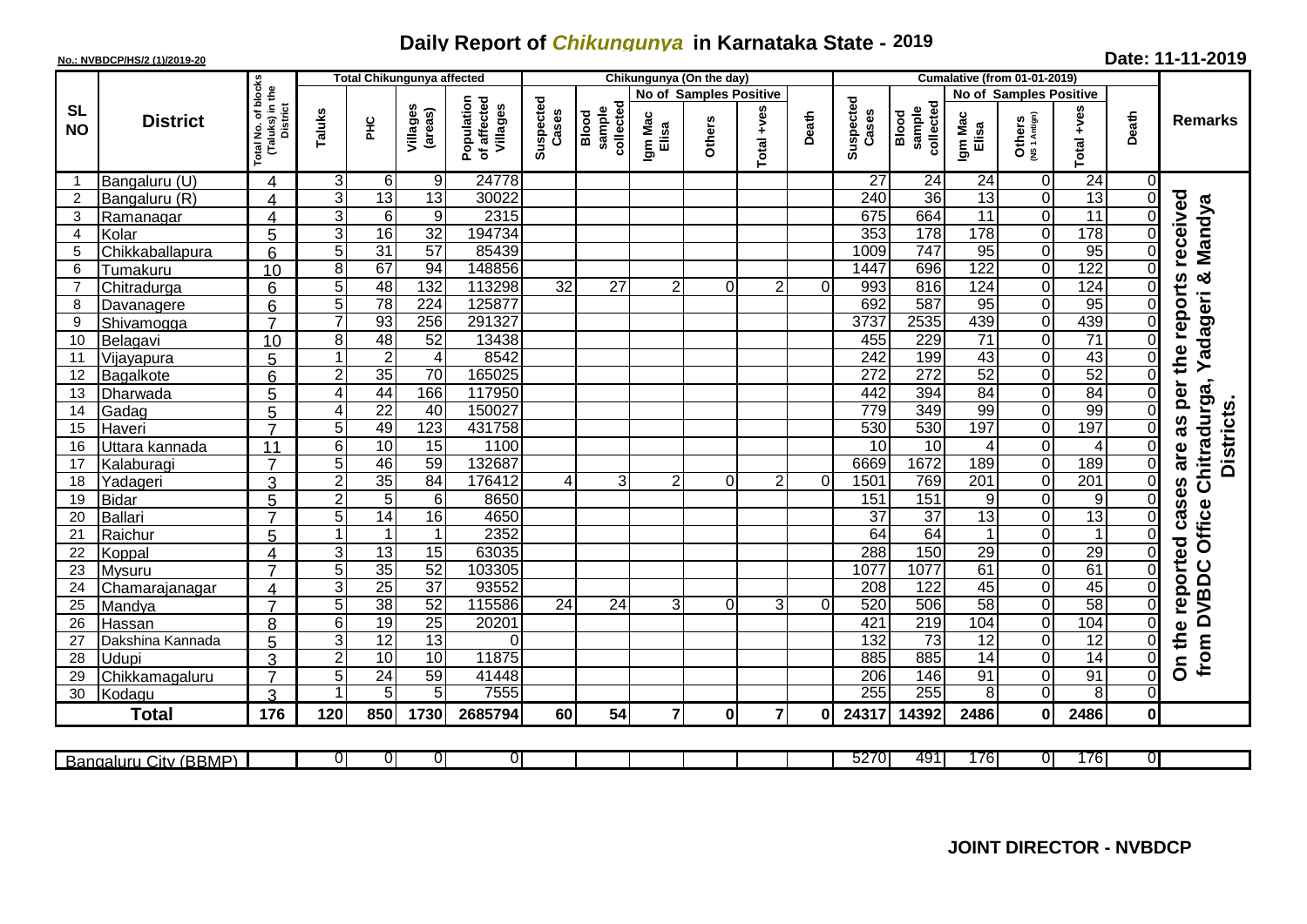# Daily Report of *Chikungunya* in Karnataka State - 2019

**No.: NVBDCP/HS/2 (1)/2019-20**

**Date: 11-11-2019**

| SL NO | District | Total No. of blocks (Taluks) in the District | Total Chikungunya affected | | | | Chikungunya (On the day) | | | | | | | Cumalative (from 01-01-2019) | | | | | | | Remarks |
|---|---|---|---|---|---|---|---|---|---|---|---|---|---|---|---|---|---|---|---|---|---|
| | | | Taluks | PHC | Villages (areas) | Population of affected Villages | Suspected Cases | Blood sample collected | No of Samples Positive | | | | Death | Suspected Cases | Blood sample collected | No of Samples Positive | | | | Death | |
| | | | | | | | | | Igm Mac Elisa | Others | Total +ves | | | | | Igm Mac Elisa | Others (NS 1 Antign) | Total +ves | | | |
| 1 | Bangaluru (U) | 4 | 3 | 6 | 9 | 24778 | | | | | | | | 27 | 24 | 24 | 0 | 24 | | 0 | On the reported cases are as per the reports received from DVBDC Office Chitradurga, Yadageri & Mandya Districts. |
| 2 | Bangaluru (R) | 4 | 3 | 13 | 13 | 30022 | | | | | | | | 240 | 36 | 13 | 0 | 13 | | 0 | |
| 3 | Ramanagar | 4 | 3 | 6 | 9 | 2315 | | | | | | | | 675 | 664 | 11 | 0 | 11 | | 0 | |
| 4 | Kolar | 5 | 3 | 16 | 32 | 194734 | | | | | | | | 353 | 178 | 178 | 0 | 178 | | 0 | |
| 5 | Chikkaballapura | 6 | 5 | 31 | 57 | 85439 | | | | | | | | 1009 | 747 | 95 | 0 | 95 | | 0 | |
| 6 | Tumakuru | 10 | 8 | 67 | 94 | 148856 | | | | | | | | 1447 | 696 | 122 | 0 | 122 | | 0 | |
| 7 | Chitradurga | 6 | 5 | 48 | 132 | 113298 | 32 | 27 | 2 | 0 | 2 | | 0 | 993 | 816 | 124 | 0 | 124 | | 0 | |
| 8 | Davanagere | 6 | 5 | 78 | 224 | 125877 | | | | | | | | 692 | 587 | 95 | 0 | 95 | | 0 | |
| 9 | Shivamogga | 7 | 7 | 93 | 256 | 291327 | | | | | | | | 3737 | 2535 | 439 | 0 | 439 | | 0 | |
| 10 | Belagavi | 10 | 8 | 48 | 52 | 13438 | | | | | | | | 455 | 229 | 71 | 0 | 71 | | 0 | |
| 11 | Vijayapura | 5 | 1 | 2 | 4 | 8542 | | | | | | | | 242 | 199 | 43 | 0 | 43 | | 0 | |
| 12 | Bagalkote | 6 | 2 | 35 | 70 | 165025 | | | | | | | | 272 | 272 | 52 | 0 | 52 | | 0 | |
| 13 | Dharwada | 5 | 4 | 44 | 166 | 117950 | | | | | | | | 442 | 394 | 84 | 0 | 84 | | 0 | |
| 14 | Gadag | 5 | 4 | 22 | 40 | 150027 | | | | | | | | 779 | 349 | 99 | 0 | 99 | | 0 | |
| 15 | Haveri | 7 | 5 | 49 | 123 | 431758 | | | | | | | | 530 | 530 | 197 | 0 | 197 | | 0 | |
| 16 | Uttara kannada | 11 | 6 | 10 | 15 | 1100 | | | | | | | | 10 | 10 | 4 | 0 | 4 | | 0 | |
| 17 | Kalaburagi | 7 | 5 | 46 | 59 | 132687 | | | | | | | | 6669 | 1672 | 189 | 0 | 189 | | 0 | |
| 18 | Yadageri | 3 | 2 | 35 | 84 | 176412 | 4 | 3 | 2 | 0 | 2 | | 0 | 1501 | 769 | 201 | 0 | 201 | | 0 | |
| 19 | Bidar | 5 | 2 | 5 | 6 | 8650 | | | | | | | | 151 | 151 | 9 | 0 | 9 | | 0 | |
| 20 | Ballari | 7 | 5 | 14 | 16 | 4650 | | | | | | | | 37 | 37 | 13 | 0 | 13 | | 0 | |
| 21 | Raichur | 5 | 1 | 1 | 1 | 2352 | | | | | | | | 64 | 64 | 1 | 0 | 1 | | 0 | |
| 22 | Koppal | 4 | 3 | 13 | 15 | 63035 | | | | | | | | 288 | 150 | 29 | 0 | 29 | | 0 | |
| 23 | Mysuru | 7 | 5 | 35 | 52 | 103305 | | | | | | | | 1077 | 1077 | 61 | 0 | 61 | | 0 | |
| 24 | Chamarajanagar | 4 | 3 | 25 | 37 | 93552 | | | | | | | | 208 | 122 | 45 | 0 | 45 | | 0 | |
| 25 | Mandya | 7 | 5 | 38 | 52 | 115586 | 24 | 24 | 3 | 0 | 3 | | 0 | 520 | 506 | 58 | 0 | 58 | | 0 | |
| 26 | Hassan | 8 | 6 | 19 | 25 | 20201 | | | | | | | | 421 | 219 | 104 | 0 | 104 | | 0 | |
| 27 | Dakshina Kannada | 5 | 3 | 12 | 13 | 0 | | | | | | | | 132 | 73 | 12 | 0 | 12 | | 0 | |
| 28 | Udupi | 3 | 2 | 10 | 10 | 11875 | | | | | | | | 885 | 885 | 14 | 0 | 14 | | 0 | |
| 29 | Chikkamagaluru | 7 | 5 | 24 | 59 | 41448 | | | | | | | | 206 | 146 | 91 | 0 | 91 | | 0 | |
| 30 | Kodagu | 3 | 1 | 5 | 5 | 7555 | | | | | | | | 255 | 255 | 8 | 0 | 8 | | 0 | |
| | **Total** | **176** | **120** | **850** | **1730** | **2685794** | **60** | **54** | **7** | **0** | **7** | | **0** | **24317** | **14392** | **2486** | **0** | **2486** | | **0** | |

| | | | | | | | | | | | | | | | | | | |
|---|---|---|---|---|---|---|---|---|---|---|---|---|---|---|---|---|---|---|
| Bangaluru City (BBMP) | | 0 | 0 | 0 | 0 | | | | | | | | 5270 | 491 | 176 | 0 | 176 | 0 |

**JOINT DIRECTOR - NVBDCP**